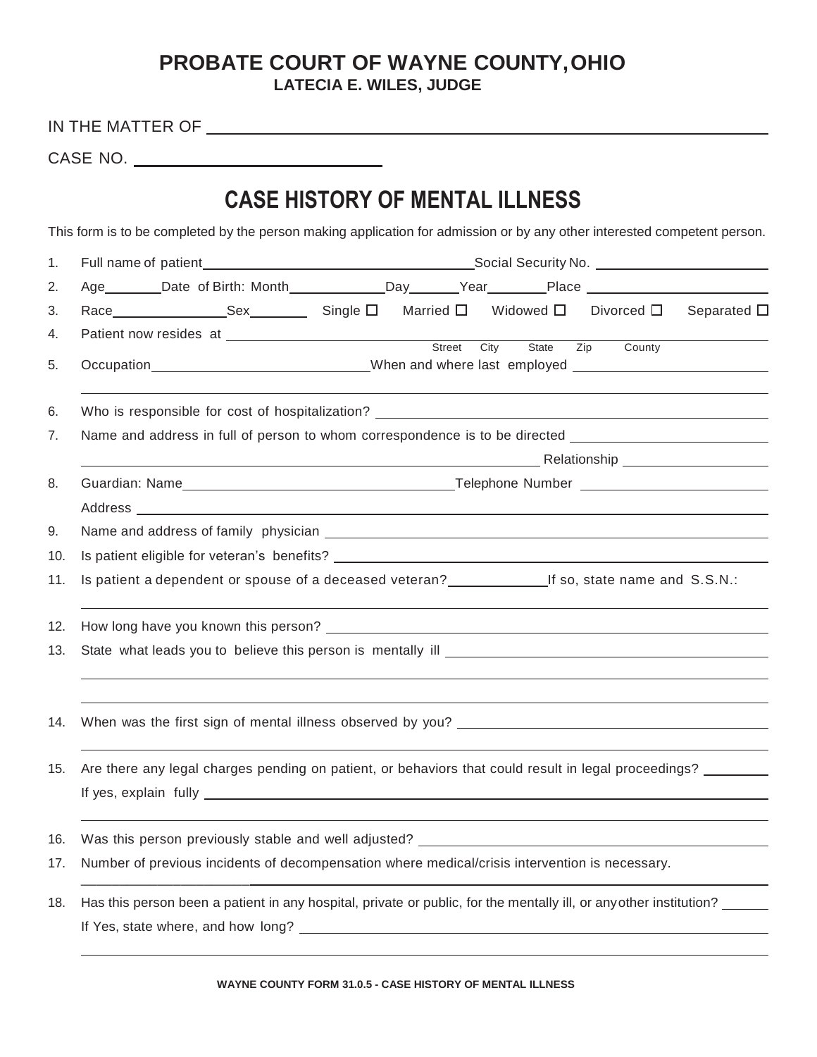# PROBATE COURT OF WAYNE COUNTY, OHIO

**LATECIA E. WILES, JUDGE**

IN THE MATTER OF ______________________________________________

CASE NO. ___________________________

## CASE HISTORY OF MENTAL ILLNESS

This form is to be completed by the person making application for admission or by any other interested competent person.

1. Full name of patient ______________________________ Social Security No. ____________________
2. Age ________ Date of Birth: Month ____________ Day ______ Year ________ Place ____________________
3. Race ______________ Sex ________ Single ☐ Married ☐ Widowed ☐ Divorced ☐ Separated ☐
4. Patient now resides at ______________________________________________
   Street City State Zip County
5. Occupation ____________________ When and where last employed ____________________
   ______________________________________________
6. Who is responsible for cost of hospitalization? ______________________________
7. Name and address in full of person to whom correspondence is to be directed ____________________
   ______________________________ Relationship ____________________
8. Guardian: Name ______________________________ Telephone Number ____________________
   Address ______________________________________________
9. Name and address of family physician ______________________________
10. Is patient eligible for veteran's benefits? ______________________________
11. Is patient a dependent or spouse of a deceased veteran? ____________ If so, state name and S.S.N.:
    ______________________________________________
12. How long have you known this person? ______________________________
13. State what leads you to believe this person is mentally ill ______________________________
    ______________________________________________
    ______________________________________________
14. When was the first sign of mental illness observed by you? ______________________________
    ______________________________________________
15. Are there any legal charges pending on patient, or behaviors that could result in legal proceedings? ________
    If yes, explain fully ______________________________________________
    ______________________________________________
16. Was this person previously stable and well adjusted? ______________________________
17. Number of previous incidents of decompensation where medical/crisis intervention is necessary.
    ______________________________________________
18. Has this person been a patient in any hospital, private or public, for the mentally ill, or any other institution? ______
    If Yes, state where, and how long? ______________________________
    ______________________________________________

**WAYNE COUNTY FORM 31.0.5 - CASE HISTORY OF MENTAL ILLNESS**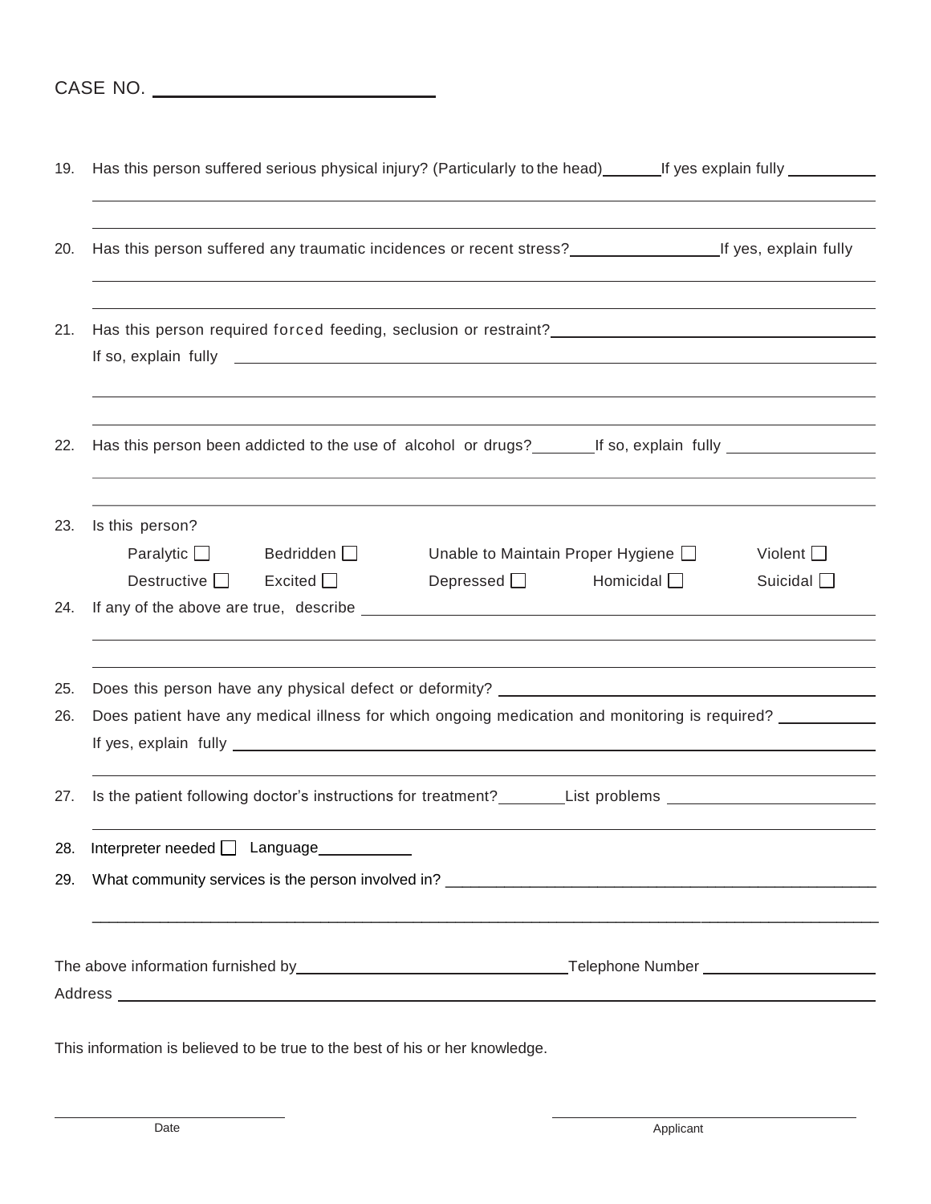CASE NO. ______________________________

19. Has this person suffered serious physical injury? (Particularly to the head) ______ If yes explain fully __________

______________________________________________________________________________

______________________________________________________________________________

20. Has this person suffered any traumatic incidences or recent stress? ________________ If yes, explain fully

______________________________________________________________________________

______________________________________________________________________________

21. Has this person required forced feeding, seclusion or restraint? ______________________________

If so, explain fully ______________________________________________________________

______________________________________________________________________________

______________________________________________________________________________

22. Has this person been addicted to the use of alcohol or drugs? _______ If so, explain fully ________________

______________________________________________________________________________

______________________________________________________________________________

23. Is this person?

- Paralytic ☐
- Bedridden ☐
- Unable to Maintain Proper Hygiene ☐
- Violent ☐
- Destructive ☐
- Excited ☐
- Depressed ☐
- Homicidal ☐
- Suicidal ☐

24. If any of the above are true, describe ______________________________________________

______________________________________________________________________________

______________________________________________________________________________

25. Does this person have any physical defect or deformity? ______________________________________

26. Does patient have any medical illness for which ongoing medication and monitoring is required? __________

If yes, explain fully ______________________________________________________________

______________________________________________________________________________

27. Is the patient following doctor's instructions for treatment? _______ List problems ______________________

______________________________________________________________________________

28. Interpreter needed ☐ Language__________

29. What community services is the person involved in? ______________________________________________

______________________________________________________________________________

The above information furnished by______________________________ Telephone Number ____________________

Address ______________________________________________________________________

This information is believed to be true to the best of his or her knowledge.

______________________ Date

______________________ Applicant